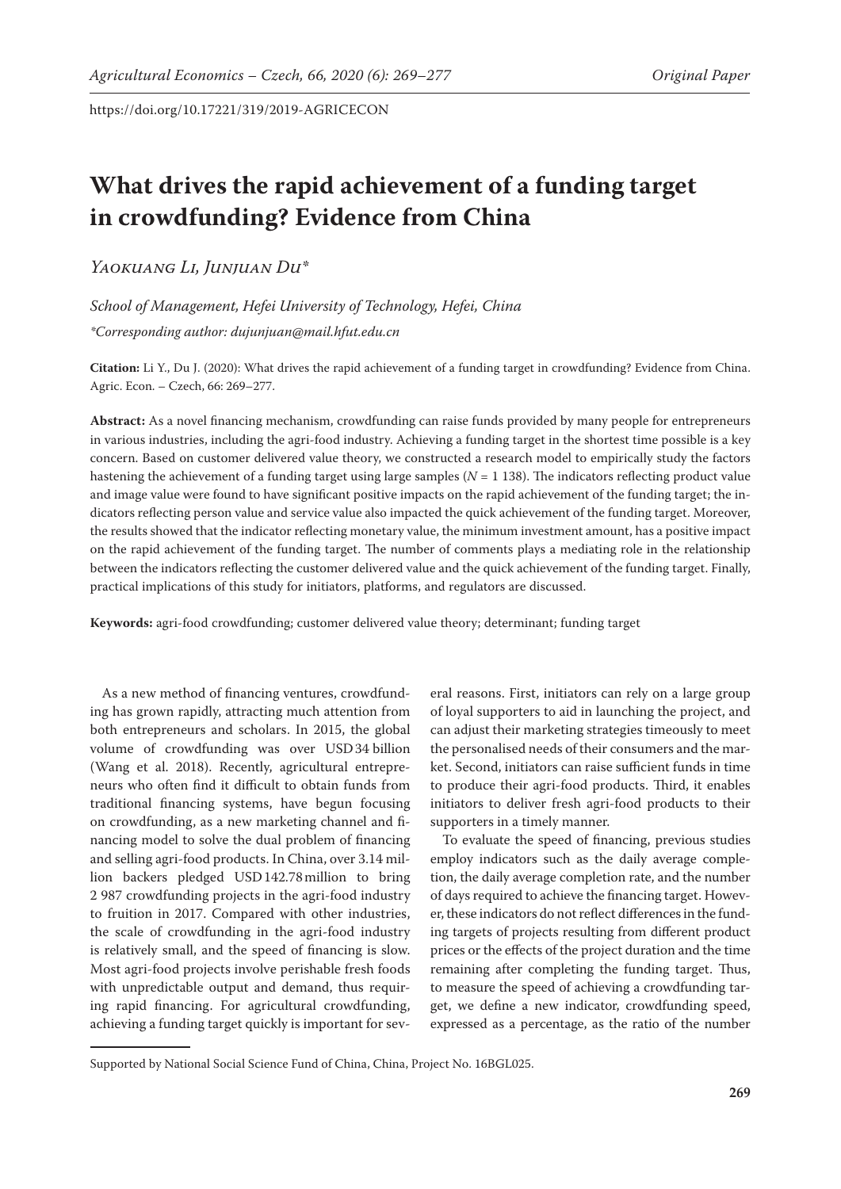https://doi.org/10.17221/319/2019-AGRICECON

# What drives the rapid achievement of a funding target in crowdfunding? Evidence from China

*Yaokuang Li, Junjuan Du\**

*School of Management, Hefei University of Technology, Hefei, China*

*\*Corresponding author: dujunjuan@mail.hfut.edu.cn*

**Citation:** Li Y., Du J. (2020): What drives the rapid achievement of a funding target in crowdfunding? Evidence from China. Agric. Econ. – Czech, 66: 269–277.

**Abstract:** As a novel financing mechanism, crowdfunding can raise funds provided by many people for entrepreneurs in various industries, including the agri-food industry. Achieving a funding target in the shortest time possible is a key concern. Based on customer delivered value theory, we constructed a research model to empirically study the factors hastening the achievement of a funding target using large samples ($N$ = 1 138). The indicators reflecting product value and image value were found to have significant positive impacts on the rapid achievement of the funding target; the indicators reflecting person value and service value also impacted the quick achievement of the funding target. Moreover, the results showed that the indicator reflecting monetary value, the minimum investment amount, has a positive impact on the rapid achievement of the funding target. The number of comments plays a mediating role in the relationship between the indicators reflecting the customer delivered value and the quick achievement of the funding target. Finally, practical implications of this study for initiators, platforms, and regulators are discussed.

**Keywords:** agri-food crowdfunding; customer delivered value theory; determinant; funding target

As a new method of financing ventures, crowdfunding has grown rapidly, attracting much attention from both entrepreneurs and scholars. In 2015, the global volume of crowdfunding was over USD 34 billion (Wang et al. 2018). Recently, agricultural entrepreneurs who often find it difficult to obtain funds from traditional financing systems, have begun focusing on crowdfunding, as a new marketing channel and financing model to solve the dual problem of financing and selling agri-food products. In China, over 3.14 million backers pledged USD 142.78 million to bring 2 987 crowdfunding projects in the agri-food industry to fruition in 2017. Compared with other industries, the scale of crowdfunding in the agri-food industry is relatively small, and the speed of financing is slow. Most agri-food projects involve perishable fresh foods with unpredictable output and demand, thus requiring rapid financing. For agricultural crowdfunding, achieving a funding target quickly is important for several reasons. First, initiators can rely on a large group of loyal supporters to aid in launching the project, and can adjust their marketing strategies timeously to meet the personalised needs of their consumers and the market. Second, initiators can raise sufficient funds in time to produce their agri-food products. Third, it enables initiators to deliver fresh agri-food products to their supporters in a timely manner.

To evaluate the speed of financing, previous studies employ indicators such as the daily average completion, the daily average completion rate, and the number of days required to achieve the financing target. However, these indicators do not reflect differences in the funding targets of projects resulting from different product prices or the effects of the project duration and the time remaining after completing the funding target. Thus, to measure the speed of achieving a crowdfunding target, we define a new indicator, crowdfunding speed, expressed as a percentage, as the ratio of the number

Supported by National Social Science Fund of China, China, Project No. 16BGL025.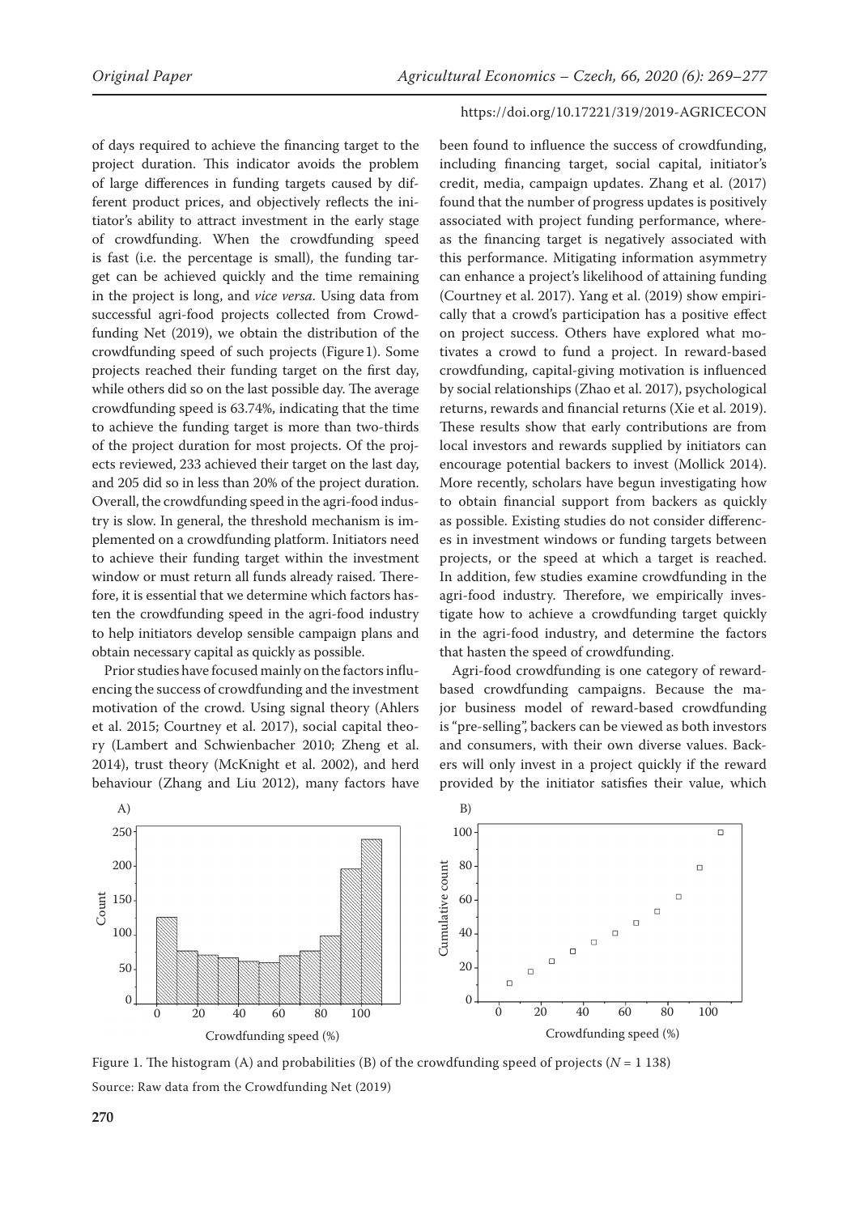of days required to achieve the financing target to the project duration. This indicator avoids the problem of large differences in funding targets caused by different product prices, and objectively reflects the initiator's ability to attract investment in the early stage of crowdfunding. When the crowdfunding speed is fast (i.e. the percentage is small), the funding target can be achieved quickly and the time remaining in the project is long, and *vice versa*. Using data from successful agri-food projects collected from Crowdfunding Net (2019), we obtain the distribution of the crowdfunding speed of such projects (Figure 1). Some projects reached their funding target on the first day, while others did so on the last possible day. The average crowdfunding speed is 63.74%, indicating that the time to achieve the funding target is more than two-thirds of the project duration for most projects. Of the projects reviewed, 233 achieved their target on the last day, and 205 did so in less than 20% of the project duration. Overall, the crowdfunding speed in the agri-food industry is slow. In general, the threshold mechanism is implemented on a crowdfunding platform. Initiators need to achieve their funding target within the investment window or must return all funds already raised. Therefore, it is essential that we determine which factors hasten the crowdfunding speed in the agri-food industry to help initiators develop sensible campaign plans and obtain necessary capital as quickly as possible.

Prior studies have focused mainly on the factors influencing the success of crowdfunding and the investment motivation of the crowd. Using signal theory (Ahlers et al. 2015; Courtney et al. 2017), social capital theory (Lambert and Schwienbacher 2010; Zheng et al. 2014), trust theory (McKnight et al. 2002), and herd behaviour (Zhang and Liu 2012), many factors have been found to influence the success of crowdfunding, including financing target, social capital, initiator's credit, media, campaign updates. Zhang et al. (2017) found that the number of progress updates is positively associated with project funding performance, whereas the financing target is negatively associated with this performance. Mitigating information asymmetry can enhance a project's likelihood of attaining funding (Courtney et al. 2017). Yang et al. (2019) show empirically that a crowd's participation has a positive effect on project success. Others have explored what motivates a crowd to fund a project. In reward-based crowdfunding, capital-giving motivation is influenced by social relationships (Zhao et al. 2017), psychological returns, rewards and financial returns (Xie et al. 2019). These results show that early contributions are from local investors and rewards supplied by initiators can encourage potential backers to invest (Mollick 2014). More recently, scholars have begun investigating how to obtain financial support from backers as quickly as possible. Existing studies do not consider differences in investment windows or funding targets between projects, or the speed at which a target is reached. In addition, few studies examine crowdfunding in the agri-food industry. Therefore, we empirically investigate how to achieve a crowdfunding target quickly in the agri-food industry, and determine the factors that hasten the speed of crowdfunding.

Agri-food crowdfunding is one category of reward-based crowdfunding campaigns. Because the major business model of reward-based crowdfunding is "pre-selling", backers can be viewed as both investors and consumers, with their own diverse values. Backers will only invest in a project quickly if the reward provided by the initiator satisfies their value, which

Figure 1. The histogram (A) and probabilities (B) of the crowdfunding speed of projects ($N$ = 1 138)

Source: Raw data from the Crowdfunding Net (2019)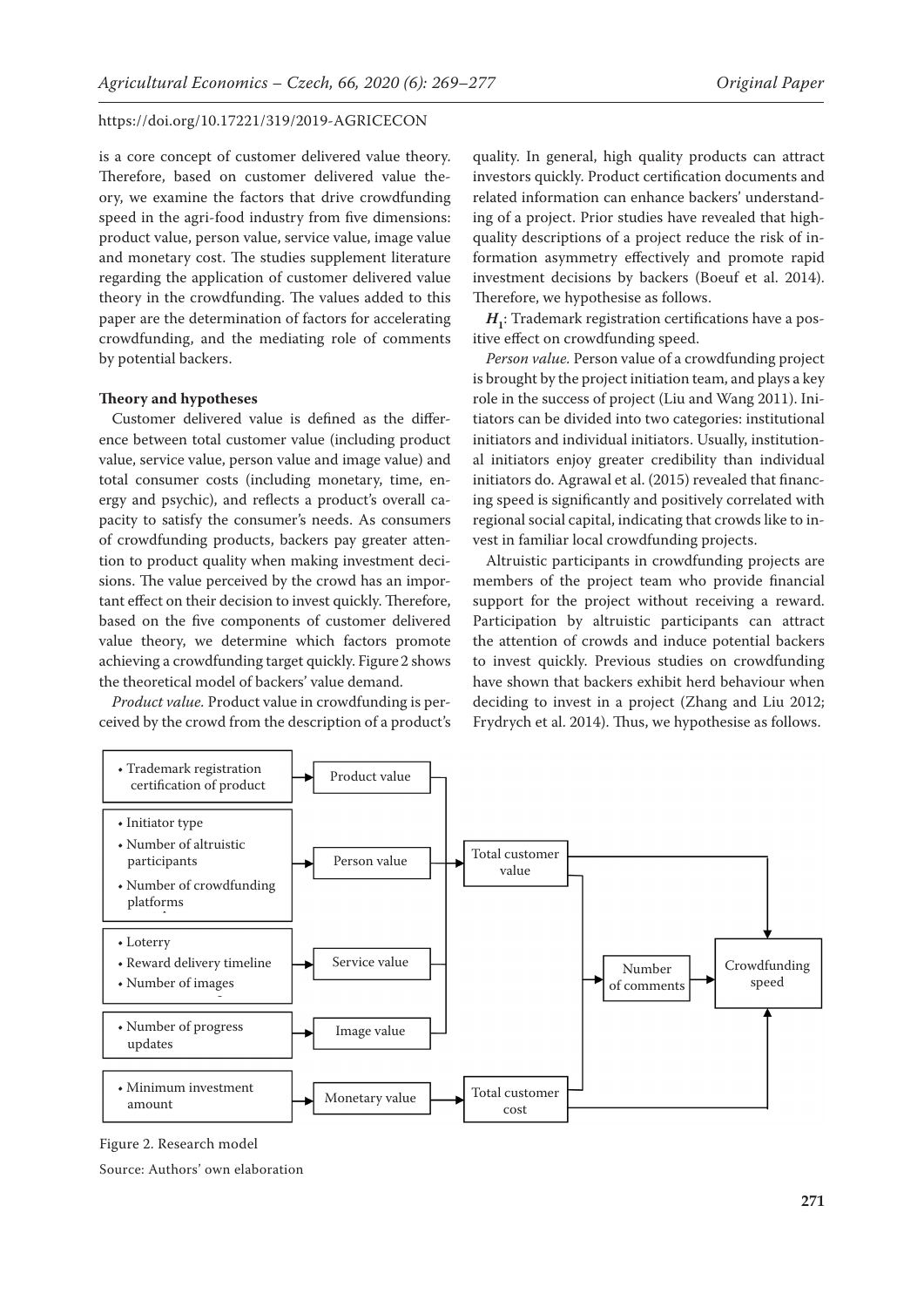is a core concept of customer delivered value theory. Therefore, based on customer delivered value theory, we examine the factors that drive crowdfunding speed in the agri-food industry from five dimensions: product value, person value, service value, image value and monetary cost. The studies supplement literature regarding the application of customer delivered value theory in the crowdfunding. The values added to this paper are the determination of factors for accelerating crowdfunding, and the mediating role of comments by potential backers.

**Theory and hypotheses**

Customer delivered value is defined as the difference between total customer value (including product value, service value, person value and image value) and total consumer costs (including monetary, time, energy and psychic), and reflects a product's overall capacity to satisfy the consumer's needs. As consumers of crowdfunding products, backers pay greater attention to product quality when making investment decisions. The value perceived by the crowd has an important effect on their decision to invest quickly. Therefore, based on the five components of customer delivered value theory, we determine which factors promote achieving a crowdfunding target quickly. Figure 2 shows the theoretical model of backers' value demand.

*Product value.* Product value in crowdfunding is perceived by the crowd from the description of a product's quality. In general, high quality products can attract investors quickly. Product certification documents and related information can enhance backers' understanding of a project. Prior studies have revealed that high-quality descriptions of a project reduce the risk of information asymmetry effectively and promote rapid investment decisions by backers (Boeuf et al. 2014). Therefore, we hypothesise as follows.

$\boldsymbol{H_1}$: Trademark registration certifications have a positive effect on crowdfunding speed.

*Person value.* Person value of a crowdfunding project is brought by the project initiation team, and plays a key role in the success of project (Liu and Wang 2011). Initiators can be divided into two categories: institutional initiators and individual initiators. Usually, institutional initiators enjoy greater credibility than individual initiators do. Agrawal et al. (2015) revealed that financing speed is significantly and positively correlated with regional social capital, indicating that crowds like to invest in familiar local crowdfunding projects.

Altruistic participants in crowdfunding projects are members of the project team who provide financial support for the project without receiving a reward. Participation by altruistic participants can attract the attention of crowds and induce potential backers to invest quickly. Previous studies on crowdfunding have shown that backers exhibit herd behaviour when deciding to invest in a project (Zhang and Liu 2012; Frydrych et al. 2014). Thus, we hypothesise as follows.

- Trademark registration certification of product → Product value
- Initiator type; Number of altruistic participants; Number of crowdfunding platforms → Person value
- Loterry; Reward delivery timeline; Number of images → Service value
- Number of progress updates → Image value
- Minimum investment amount → Monetary value → Total customer cost

Product value, Person value, Service value, Image value → Total customer value → Crowdfunding speed; Total customer value and Total customer cost → Number of comments → Crowdfunding speed; Total customer cost → Crowdfunding speed

Figure 2. Research model

Source: Authors' own elaboration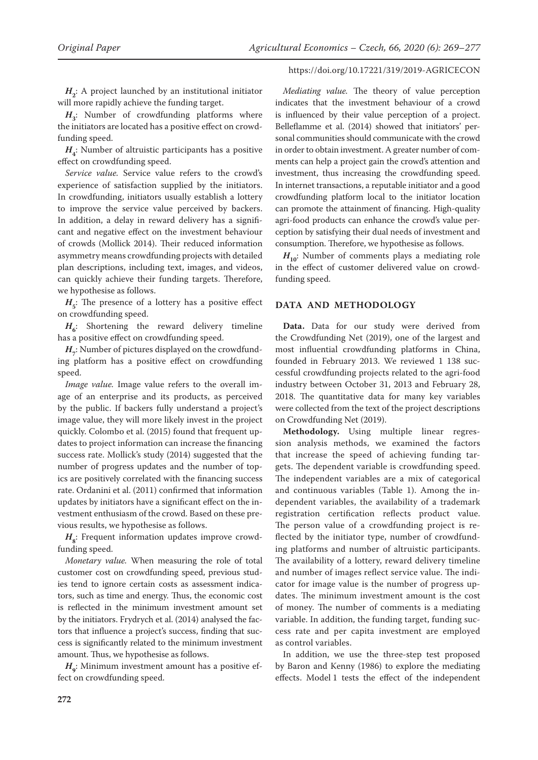$H_2$: A project launched by an institutional initiator will more rapidly achieve the funding target.

$H_3$: Number of crowdfunding platforms where the initiators are located has a positive effect on crowdfunding speed.

$H_4$: Number of altruistic participants has a positive effect on crowdfunding speed.

*Service value.* Service value refers to the crowd's experience of satisfaction supplied by the initiators. In crowdfunding, initiators usually establish a lottery to improve the service value perceived by backers. In addition, a delay in reward delivery has a significant and negative effect on the investment behaviour of crowds (Mollick 2014). Their reduced information asymmetry means crowdfunding projects with detailed plan descriptions, including text, images, and videos, can quickly achieve their funding targets. Therefore, we hypothesise as follows.

$H_5$: The presence of a lottery has a positive effect on crowdfunding speed.

$H_6$: Shortening the reward delivery timeline has a positive effect on crowdfunding speed.

$H_7$: Number of pictures displayed on the crowdfunding platform has a positive effect on crowdfunding speed.

*Image value.* Image value refers to the overall image of an enterprise and its products, as perceived by the public. If backers fully understand a project's image value, they will more likely invest in the project quickly. Colombo et al. (2015) found that frequent updates to project information can increase the financing success rate. Mollick's study (2014) suggested that the number of progress updates and the number of topics are positively correlated with the financing success rate. Ordanini et al. (2011) confirmed that information updates by initiators have a significant effect on the investment enthusiasm of the crowd. Based on these previous results, we hypothesise as follows.

$H_8$: Frequent information updates improve crowdfunding speed.

*Monetary value.* When measuring the role of total customer cost on crowdfunding speed, previous studies tend to ignore certain costs as assessment indicators, such as time and energy. Thus, the economic cost is reflected in the minimum investment amount set by the initiators. Frydrych et al. (2014) analysed the factors that influence a project's success, finding that success is significantly related to the minimum investment amount. Thus, we hypothesise as follows.

$H_9$: Minimum investment amount has a positive effect on crowdfunding speed.

*Mediating value.* The theory of value perception indicates that the investment behaviour of a crowd is influenced by their value perception of a project. Belleflamme et al. (2014) showed that initiators' personal communities should communicate with the crowd in order to obtain investment. A greater number of comments can help a project gain the crowd's attention and investment, thus increasing the crowdfunding speed. In internet transactions, a reputable initiator and a good crowdfunding platform local to the initiator location can promote the attainment of financing. High-quality agri-food products can enhance the crowd's value perception by satisfying their dual needs of investment and consumption. Therefore, we hypothesise as follows.

$H_{10}$: Number of comments plays a mediating role in the effect of customer delivered value on crowdfunding speed.

## DATA AND METHODOLOGY

**Data.** Data for our study were derived from the Crowdfunding Net (2019), one of the largest and most influential crowdfunding platforms in China, founded in February 2013. We reviewed 1 138 successful crowdfunding projects related to the agri-food industry between October 31, 2013 and February 28, 2018. The quantitative data for many key variables were collected from the text of the project descriptions on Crowdfunding Net (2019).

**Methodology.** Using multiple linear regression analysis methods, we examined the factors that increase the speed of achieving funding targets. The dependent variable is crowdfunding speed. The independent variables are a mix of categorical and continuous variables (Table 1). Among the independent variables, the availability of a trademark registration certification reflects product value. The person value of a crowdfunding project is reflected by the initiator type, number of crowdfunding platforms and number of altruistic participants. The availability of a lottery, reward delivery timeline and number of images reflect service value. The indicator for image value is the number of progress updates. The minimum investment amount is the cost of money. The number of comments is a mediating variable. In addition, the funding target, funding success rate and per capita investment are employed as control variables.

In addition, we use the three-step test proposed by Baron and Kenny (1986) to explore the mediating effects. Model 1 tests the effect of the independent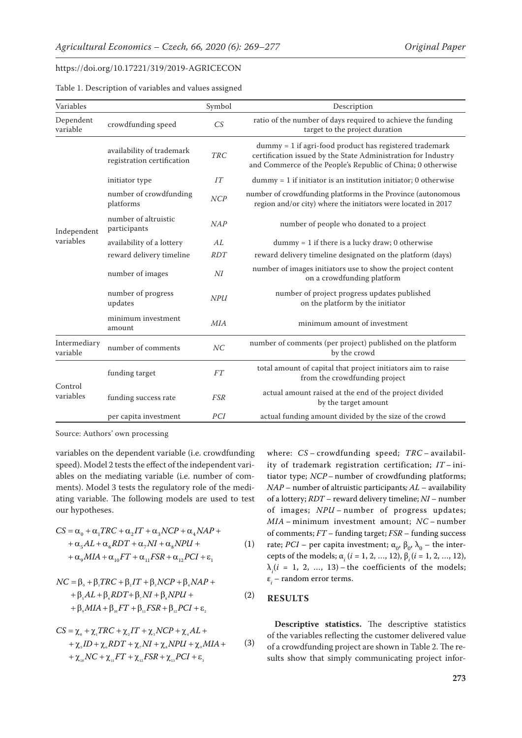Table 1. Description of variables and values assigned

| Variables | | Symbol | Description |
|---|---|---|---|
| Dependent variable | crowdfunding speed | *CS* | ratio of the number of days required to achieve the funding target to the project duration |
| Independent variables | availability of trademark registration certification | *TRC* | dummy = 1 if agri-food product has registered trademark certification issued by the State Administration for Industry and Commerce of the People's Republic of China; 0 otherwise |
| | initiator type | *IT* | dummy = 1 if initiator is an institution initiator; 0 otherwise |
| | number of crowdfunding platforms | *NCP* | number of crowdfunding platforms in the Province (autonomous region and/or city) where the initiators were located in 2017 |
| | number of altruistic participants | *NAP* | number of people who donated to a project |
| | availability of a lottery | *AL* | dummy = 1 if there is a lucky draw; 0 otherwise |
| | reward delivery timeline | *RDT* | reward delivery timeline designated on the platform (days) |
| | number of images | *NI* | number of images initiators use to show the project content on a crowdfunding platform |
| | number of progress updates | *NPU* | number of project progress updates published on the platform by the initiator |
| | minimum investment amount | *MIA* | minimum amount of investment |
| Intermediary variable | number of comments | *NC* | number of comments (per project) published on the platform by the crowd |
| Control variables | funding target | *FT* | total amount of capital that project initiators aim to raise from the crowdfunding project |
| | funding success rate | *FSR* | actual amount raised at the end of the project divided by the target amount |
| | per capita investment | *PCI* | actual funding amount divided by the size of the crowd |

Source: Authors' own processing

variables on the dependent variable (i.e. crowdfunding speed). Model 2 tests the effect of the independent variables on the mediating variable (i.e. number of comments). Model 3 tests the regulatory role of the mediating variable. The following models are used to test our hypotheses.

$$CS = \alpha_0 + \alpha_1 TRC + \alpha_2 IT + \alpha_3 NCP + \alpha_4 NAP + \alpha_5 AL + \alpha_6 RDT + \alpha_7 NI + \alpha_8 NPU + \alpha_9 MIA + \alpha_{10} FT + \alpha_{11} FSR + \alpha_{12} PCI + \varepsilon_1 \quad (1)$$

$$NC = \beta_0 + \beta_1 TRC + \beta_2 IT + \beta_3 NCP + \beta_4 NAP + \beta_5 AL + \beta_6 RDT + \beta_7 NI + \beta_8 NPU + \beta_9 MIA + \beta_{10} FT + \beta_{11} FSR + \beta_{12} PCI + \varepsilon_2 \quad (2)$$

$$CS = \chi_0 + \chi_1 TRC + \chi_2 IT + \chi_3 NCP + \chi_4 AL + \chi_5 ID + \chi_6 RDT + \chi_7 NI + \chi_8 NPU + \chi_9 MIA + \chi_{10} NC + \chi_{11} FT + \chi_{12} FSR + \chi_{13} PCI + \varepsilon_3 \quad (3)$$

where: *CS* – crowdfunding speed; *TRC* – availability of trademark registration certification; *IT* – initiator type; *NCP* – number of crowdfunding platforms; *NAP* – number of altruistic participants; *AL* – availability of a lottery; *RDT* – reward delivery timeline; *NI* – number of images; *NPU* – number of progress updates; *MIA* – minimum investment amount; *NC* – number of comments; *FT* – funding target; *FSR* – funding success rate; *PCI* – per capita investment; $\alpha_0$, $\beta_0$, $\lambda_0$ – the intercepts of the models; $\alpha_i$ ($i$ = 1, 2, ..., 12), $\beta_i$ ($i$ = 1, 2, ..., 12), $\lambda_i$($i$ = 1, 2, ..., 13) – the coefficients of the models; $\varepsilon_i$ – random error terms.

## RESULTS

**Descriptive statistics.** The descriptive statistics of the variables reflecting the customer delivered value of a crowdfunding project are shown in Table 2. The results show that simply communicating project infor-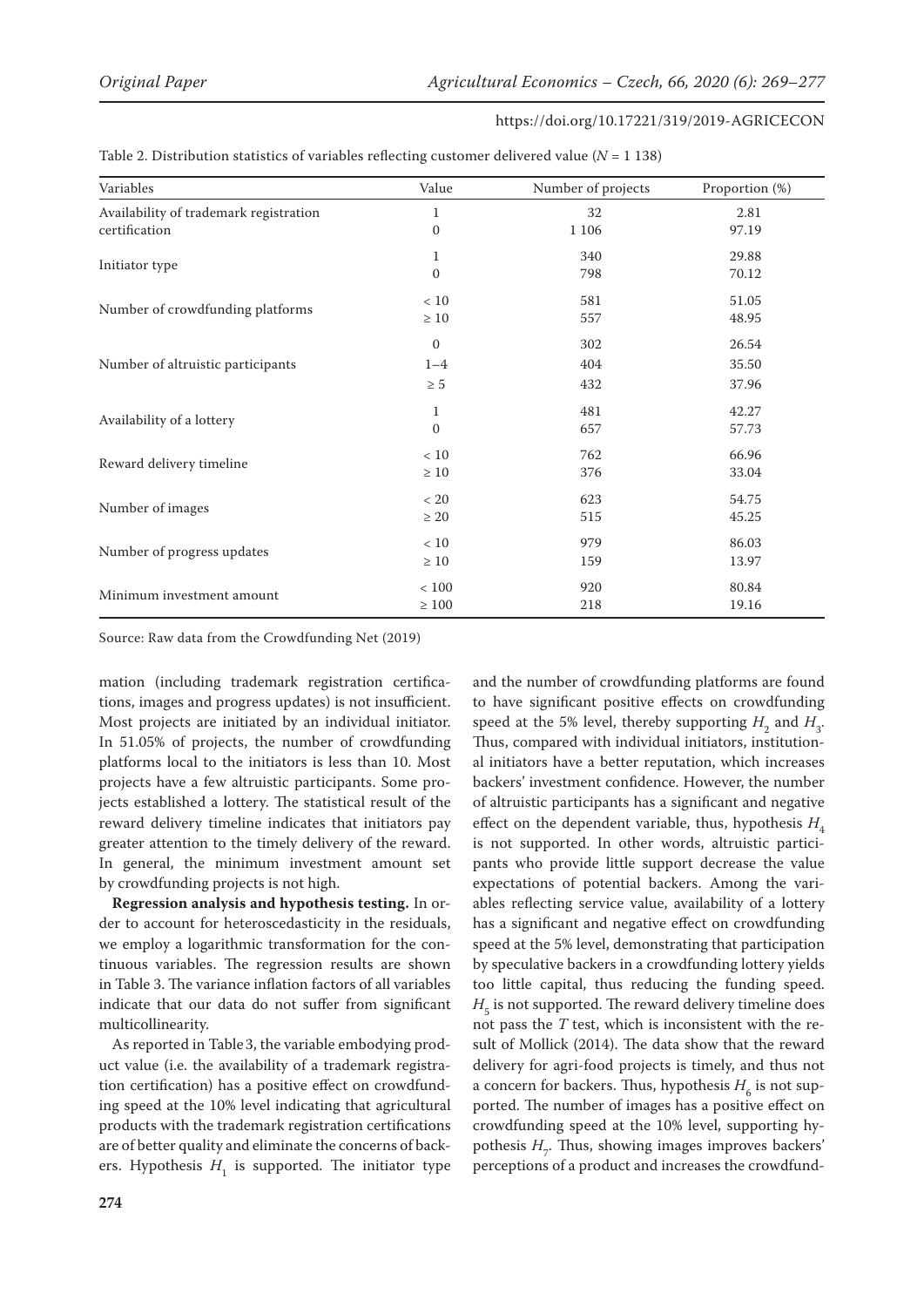Table 2. Distribution statistics of variables reflecting customer delivered value ($N$ = 1 138)

| Variables | Value | Number of projects | Proportion (%) |
|---|---|---|---|
| Availability of trademark registration certification | 1 | 32 | 2.81 |
| | 0 | 1 106 | 97.19 |
| Initiator type | 1 | 340 | 29.88 |
| | 0 | 798 | 70.12 |
| Number of crowdfunding platforms | < 10 | 581 | 51.05 |
| | ≥ 10 | 557 | 48.95 |
| Number of altruistic participants | 0 | 302 | 26.54 |
| | 1–4 | 404 | 35.50 |
| | ≥ 5 | 432 | 37.96 |
| Availability of a lottery | 1 | 481 | 42.27 |
| | 0 | 657 | 57.73 |
| Reward delivery timeline | < 10 | 762 | 66.96 |
| | ≥ 10 | 376 | 33.04 |
| Number of images | < 20 | 623 | 54.75 |
| | ≥ 20 | 515 | 45.25 |
| Number of progress updates | < 10 | 979 | 86.03 |
| | ≥ 10 | 159 | 13.97 |
| Minimum investment amount | < 100 | 920 | 80.84 |
| | ≥ 100 | 218 | 19.16 |

Source: Raw data from the Crowdfunding Net (2019)

mation (including trademark registration certifications, images and progress updates) is not insufficient. Most projects are initiated by an individual initiator. In 51.05% of projects, the number of crowdfunding platforms local to the initiators is less than 10. Most projects have a few altruistic participants. Some projects established a lottery. The statistical result of the reward delivery timeline indicates that initiators pay greater attention to the timely delivery of the reward. In general, the minimum investment amount set by crowdfunding projects is not high.

**Regression analysis and hypothesis testing.** In order to account for heteroscedasticity in the residuals, we employ a logarithmic transformation for the continuous variables. The regression results are shown in Table 3. The variance inflation factors of all variables indicate that our data do not suffer from significant multicollinearity.

As reported in Table 3, the variable embodying product value (i.e. the availability of a trademark registration certification) has a positive effect on crowdfunding speed at the 10% level indicating that agricultural products with the trademark registration certifications are of better quality and eliminate the concerns of backers. Hypothesis $H_1$ is supported. The initiator type and the number of crowdfunding platforms are found to have significant positive effects on crowdfunding speed at the 5% level, thereby supporting $H_2$ and $H_3$. Thus, compared with individual initiators, institutional initiators have a better reputation, which increases backers' investment confidence. However, the number of altruistic participants has a significant and negative effect on the dependent variable, thus, hypothesis $H_4$ is not supported. In other words, altruistic participants who provide little support decrease the value expectations of potential backers. Among the variables reflecting service value, availability of a lottery has a significant and negative effect on crowdfunding speed at the 5% level, demonstrating that participation by speculative backers in a crowdfunding lottery yields too little capital, thus reducing the funding speed. $H_5$ is not supported. The reward delivery timeline does not pass the $T$ test, which is inconsistent with the result of Mollick (2014). The data show that the reward delivery for agri-food projects is timely, and thus not a concern for backers. Thus, hypothesis $H_6$ is not supported. The number of images has a positive effect on crowdfunding speed at the 10% level, supporting hypothesis $H_7$. Thus, showing images improves backers' perceptions of a product and increases the crowdfund-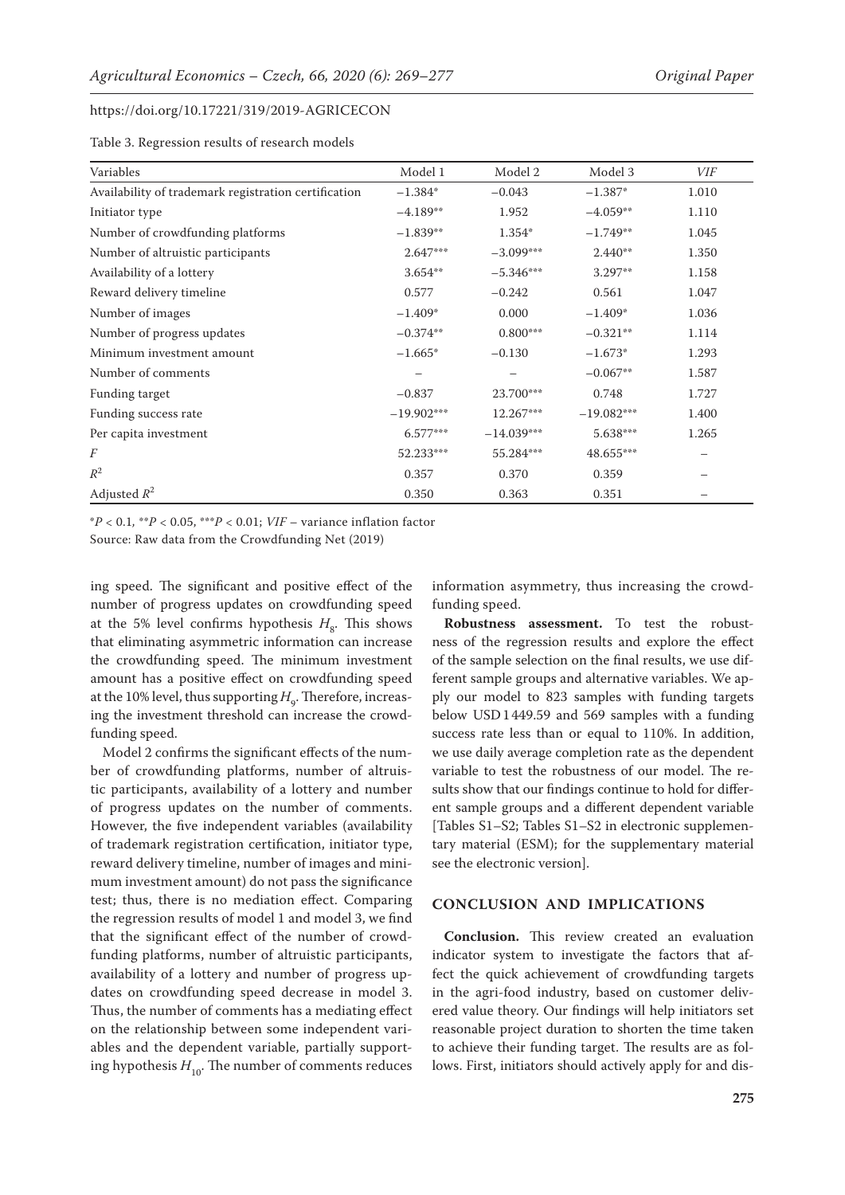https://doi.org/10.17221/319/2019-AGRICECON

Table 3. Regression results of research models

| Variables | Model 1 | Model 2 | Model 3 | *VIF* |
|---|---|---|---|---|
| Availability of trademark registration certification | −1.384* | −0.043 | −1.387* | 1.010 |
| Initiator type | −4.189** | 1.952 | −4.059** | 1.110 |
| Number of crowdfunding platforms | −1.839** | 1.354* | −1.749** | 1.045 |
| Number of altruistic participants | 2.647*** | −3.099*** | 2.440** | 1.350 |
| Availability of a lottery | 3.654** | −5.346*** | 3.297** | 1.158 |
| Reward delivery timeline | 0.577 | −0.242 | 0.561 | 1.047 |
| Number of images | −1.409* | 0.000 | −1.409* | 1.036 |
| Number of progress updates | −0.374** | 0.800*** | −0.321** | 1.114 |
| Minimum investment amount | −1.665* | −0.130 | −1.673* | 1.293 |
| Number of comments | – | – | −0.067** | 1.587 |
| Funding target | −0.837 | 23.700*** | 0.748 | 1.727 |
| Funding success rate | −19.902*** | 12.267*** | −19.082*** | 1.400 |
| Per capita investment | 6.577*** | −14.039*** | 5.638*** | 1.265 |
| *F* | 52.233*** | 55.284*** | 48.655*** | – |
| $R^2$ | 0.357 | 0.370 | 0.359 | – |
| Adjusted $R^2$ | 0.350 | 0.363 | 0.351 | – |

*$P < 0.1$, **$P < 0.05$, ***$P < 0.01$; *VIF* – variance inflation factor

Source: Raw data from the Crowdfunding Net (2019)

ing speed. The significant and positive effect of the number of progress updates on crowdfunding speed at the 5% level confirms hypothesis $H_8$. This shows that eliminating asymmetric information can increase the crowdfunding speed. The minimum investment amount has a positive effect on crowdfunding speed at the 10% level, thus supporting $H_9$. Therefore, increasing the investment threshold can increase the crowdfunding speed.

Model 2 confirms the significant effects of the number of crowdfunding platforms, number of altruistic participants, availability of a lottery and number of progress updates on the number of comments. However, the five independent variables (availability of trademark registration certification, initiator type, reward delivery timeline, number of images and minimum investment amount) do not pass the significance test; thus, there is no mediation effect. Comparing the regression results of model 1 and model 3, we find that the significant effect of the number of crowdfunding platforms, number of altruistic participants, availability of a lottery and number of progress updates on crowdfunding speed decrease in model 3. Thus, the number of comments has a mediating effect on the relationship between some independent variables and the dependent variable, partially supporting hypothesis $H_{10}$. The number of comments reduces information asymmetry, thus increasing the crowdfunding speed.

**Robustness assessment.** To test the robustness of the regression results and explore the effect of the sample selection on the final results, we use different sample groups and alternative variables. We apply our model to 823 samples with funding targets below USD 1 449.59 and 569 samples with a funding success rate less than or equal to 110%. In addition, we use daily average completion rate as the dependent variable to test the robustness of our model. The results show that our findings continue to hold for different sample groups and a different dependent variable [Tables S1–S2; Tables S1–S2 in electronic supplementary material (ESM); for the supplementary material see the electronic version].

## CONCLUSION AND IMPLICATIONS

**Conclusion.** This review created an evaluation indicator system to investigate the factors that affect the quick achievement of crowdfunding targets in the agri-food industry, based on customer delivered value theory. Our findings will help initiators set reasonable project duration to shorten the time taken to achieve their funding target. The results are as follows. First, initiators should actively apply for and dis-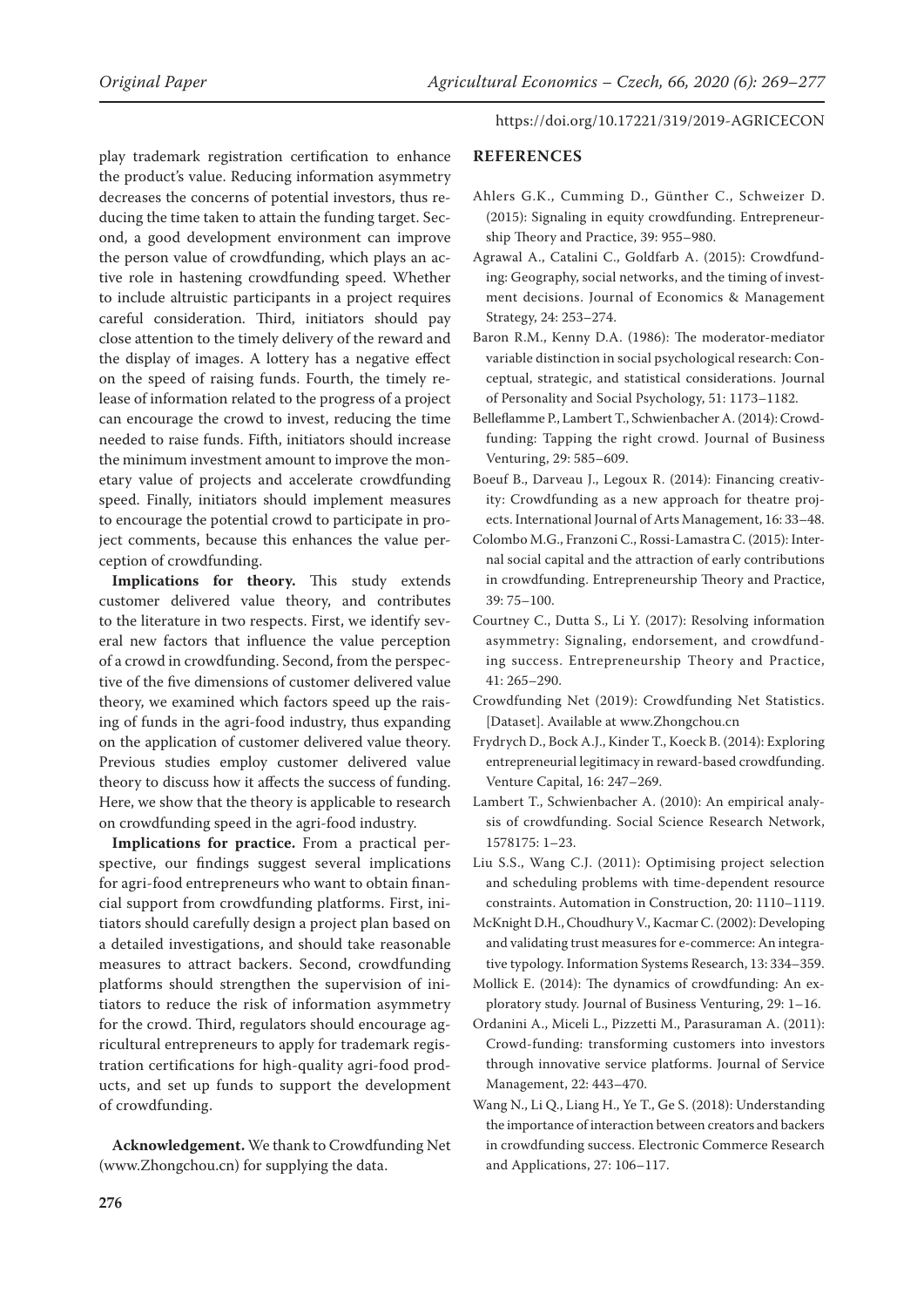play trademark registration certification to enhance the product's value. Reducing information asymmetry decreases the concerns of potential investors, thus reducing the time taken to attain the funding target. Second, a good development environment can improve the person value of crowdfunding, which plays an active role in hastening crowdfunding speed. Whether to include altruistic participants in a project requires careful consideration. Third, initiators should pay close attention to the timely delivery of the reward and the display of images. A lottery has a negative effect on the speed of raising funds. Fourth, the timely release of information related to the progress of a project can encourage the crowd to invest, reducing the time needed to raise funds. Fifth, initiators should increase the minimum investment amount to improve the monetary value of projects and accelerate crowdfunding speed. Finally, initiators should implement measures to encourage the potential crowd to participate in project comments, because this enhances the value perception of crowdfunding.

**Implications for theory.** This study extends customer delivered value theory, and contributes to the literature in two respects. First, we identify several new factors that influence the value perception of a crowd in crowdfunding. Second, from the perspective of the five dimensions of customer delivered value theory, we examined which factors speed up the raising of funds in the agri-food industry, thus expanding on the application of customer delivered value theory. Previous studies employ customer delivered value theory to discuss how it affects the success of funding. Here, we show that the theory is applicable to research on crowdfunding speed in the agri-food industry.

**Implications for practice.** From a practical perspective, our findings suggest several implications for agri-food entrepreneurs who want to obtain financial support from crowdfunding platforms. First, initiators should carefully design a project plan based on a detailed investigations, and should take reasonable measures to attract backers. Second, crowdfunding platforms should strengthen the supervision of initiators to reduce the risk of information asymmetry for the crowd. Third, regulators should encourage agricultural entrepreneurs to apply for trademark registration certifications for high-quality agri-food products, and set up funds to support the development of crowdfunding.

**Acknowledgement.** We thank to Crowdfunding Net (www.Zhongchou.cn) for supplying the data.

## REFERENCES

Ahlers G.K., Cumming D., Günther C., Schweizer D. (2015): Signaling in equity crowdfunding. Entrepreneurship Theory and Practice, 39: 955–980.

Agrawal A., Catalini C., Goldfarb A. (2015): Crowdfunding: Geography, social networks, and the timing of investment decisions. Journal of Economics & Management Strategy, 24: 253–274.

Baron R.M., Kenny D.A. (1986): The moderator-mediator variable distinction in social psychological research: Conceptual, strategic, and statistical considerations. Journal of Personality and Social Psychology, 51: 1173–1182.

Belleflamme P., Lambert T., Schwienbacher A. (2014): Crowdfunding: Tapping the right crowd. Journal of Business Venturing, 29: 585–609.

Boeuf B., Darveau J., Legoux R. (2014): Financing creativity: Crowdfunding as a new approach for theatre projects. International Journal of Arts Management, 16: 33–48.

Colombo M.G., Franzoni C., Rossi-Lamastra C. (2015): Internal social capital and the attraction of early contributions in crowdfunding. Entrepreneurship Theory and Practice, 39: 75–100.

Courtney C., Dutta S., Li Y. (2017): Resolving information asymmetry: Signaling, endorsement, and crowdfunding success. Entrepreneurship Theory and Practice, 41: 265–290.

Crowdfunding Net (2019): Crowdfunding Net Statistics. [Dataset]. Available at www.Zhongchou.cn

Frydrych D., Bock A.J., Kinder T., Koeck B. (2014): Exploring entrepreneurial legitimacy in reward-based crowdfunding. Venture Capital, 16: 247–269.

Lambert T., Schwienbacher A. (2010): An empirical analysis of crowdfunding. Social Science Research Network, 1578175: 1–23.

Liu S.S., Wang C.J. (2011): Optimising project selection and scheduling problems with time-dependent resource constraints. Automation in Construction, 20: 1110–1119.

McKnight D.H., Choudhury V., Kacmar C. (2002): Developing and validating trust measures for e-commerce: An integrative typology. Information Systems Research, 13: 334–359.

Mollick E. (2014): The dynamics of crowdfunding: An exploratory study. Journal of Business Venturing, 29: 1–16.

Ordanini A., Miceli L., Pizzetti M., Parasuraman A. (2011): Crowd-funding: transforming customers into investors through innovative service platforms. Journal of Service Management, 22: 443–470.

Wang N., Li Q., Liang H., Ye T., Ge S. (2018): Understanding the importance of interaction between creators and backers in crowdfunding success. Electronic Commerce Research and Applications, 27: 106–117.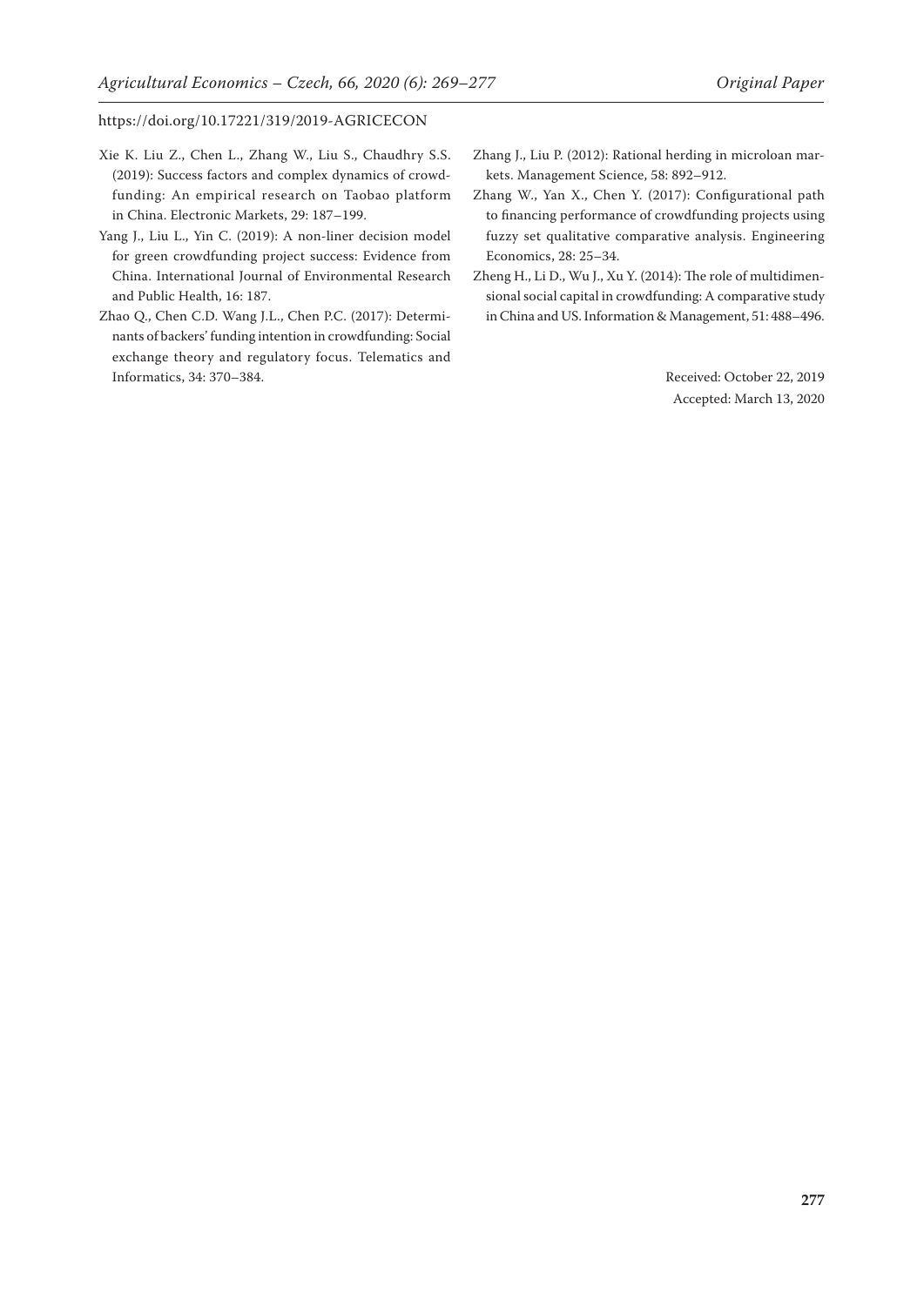Xie K. Liu Z., Chen L., Zhang W., Liu S., Chaudhry S.S. (2019): Success factors and complex dynamics of crowdfunding: An empirical research on Taobao platform in China. Electronic Markets, 29: 187–199.

Yang J., Liu L., Yin C. (2019): A non-liner decision model for green crowdfunding project success: Evidence from China. International Journal of Environmental Research and Public Health, 16: 187.

Zhao Q., Chen C.D. Wang J.L., Chen P.C. (2017): Determinants of backers' funding intention in crowdfunding: Social exchange theory and regulatory focus. Telematics and Informatics, 34: 370–384.

Zhang J., Liu P. (2012): Rational herding in microloan markets. Management Science, 58: 892–912.

Zhang W., Yan X., Chen Y. (2017): Configurational path to financing performance of crowdfunding projects using fuzzy set qualitative comparative analysis. Engineering Economics, 28: 25–34.

Zheng H., Li D., Wu J., Xu Y. (2014): The role of multidimensional social capital in crowdfunding: A comparative study in China and US. Information & Management, 51: 488–496.

Received: October 22, 2019
Accepted: March 13, 2020